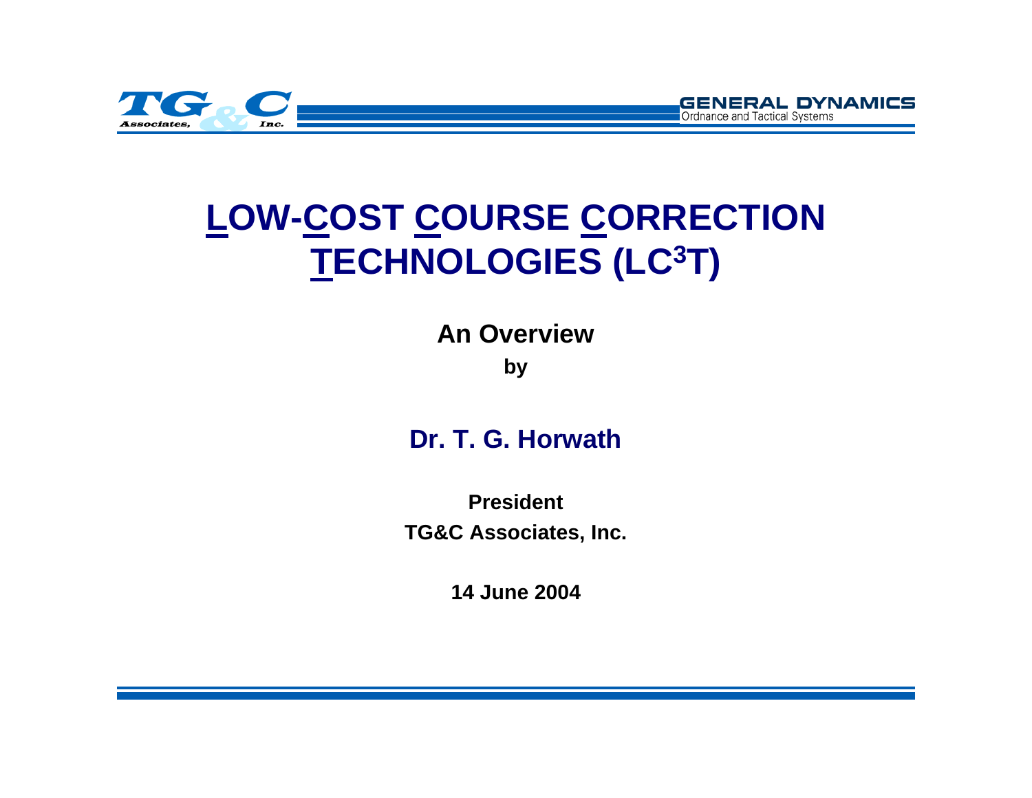# LOW-COST COURSE CORRECTION TECHNOLOGIES (LC$^3$T)

**An Overview**

**by**

**Dr. T. G. Horwath**

**President**

**TG&C Associates, Inc.**

**14 June 2004**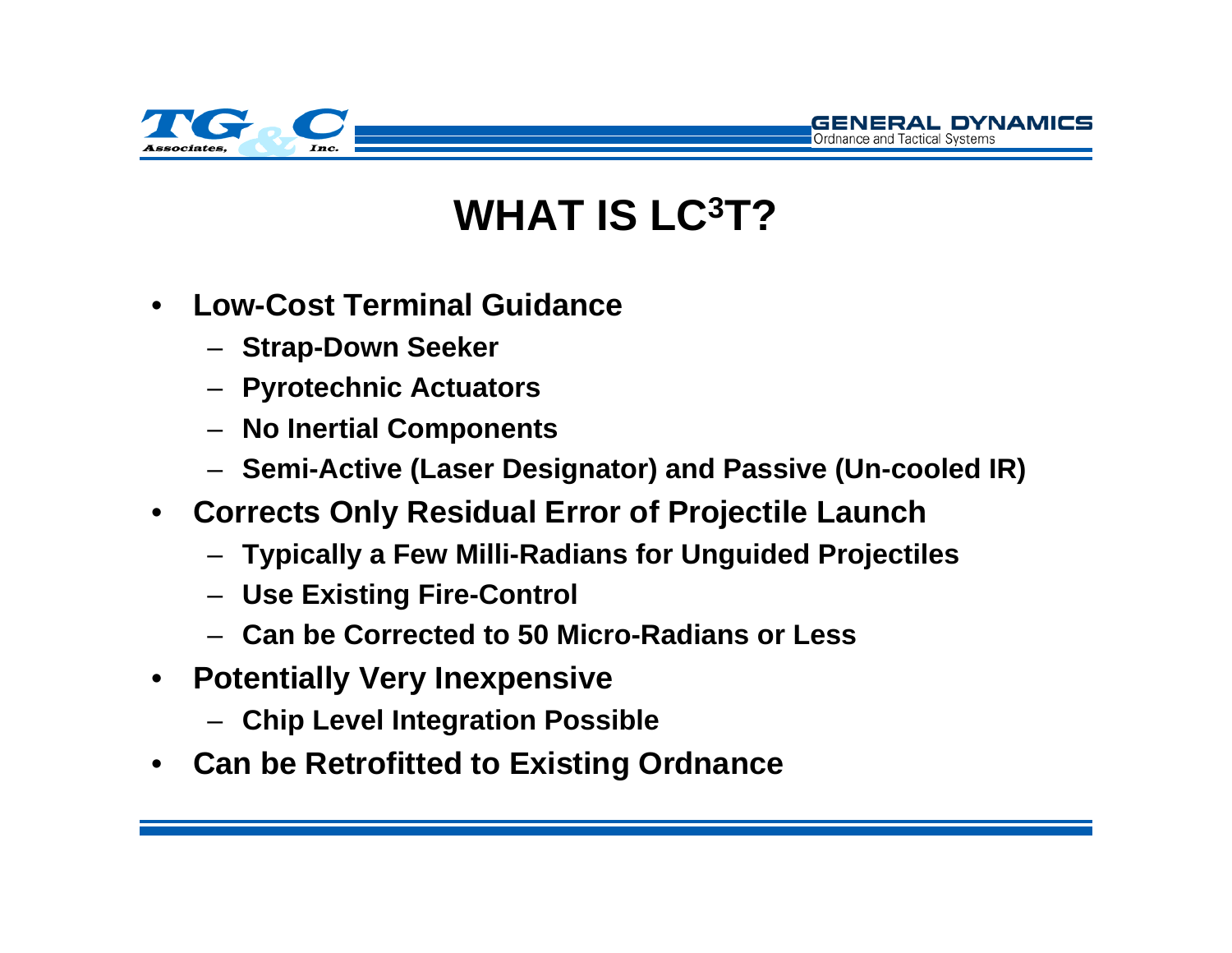# WHAT IS LC$^3$T?

- **Low-Cost Terminal Guidance**
  - **Strap-Down Seeker**
  - **Pyrotechnic Actuators**
  - **No Inertial Components**
  - **Semi-Active (Laser Designator) and Passive (Un-cooled IR)**
- **Corrects Only Residual Error of Projectile Launch**
  - **Typically a Few Milli-Radians for Unguided Projectiles**
  - **Use Existing Fire-Control**
  - **Can be Corrected to 50 Micro-Radians or Less**
- **Potentially Very Inexpensive**
  - **Chip Level Integration Possible**
- **Can be Retrofitted to Existing Ordnance**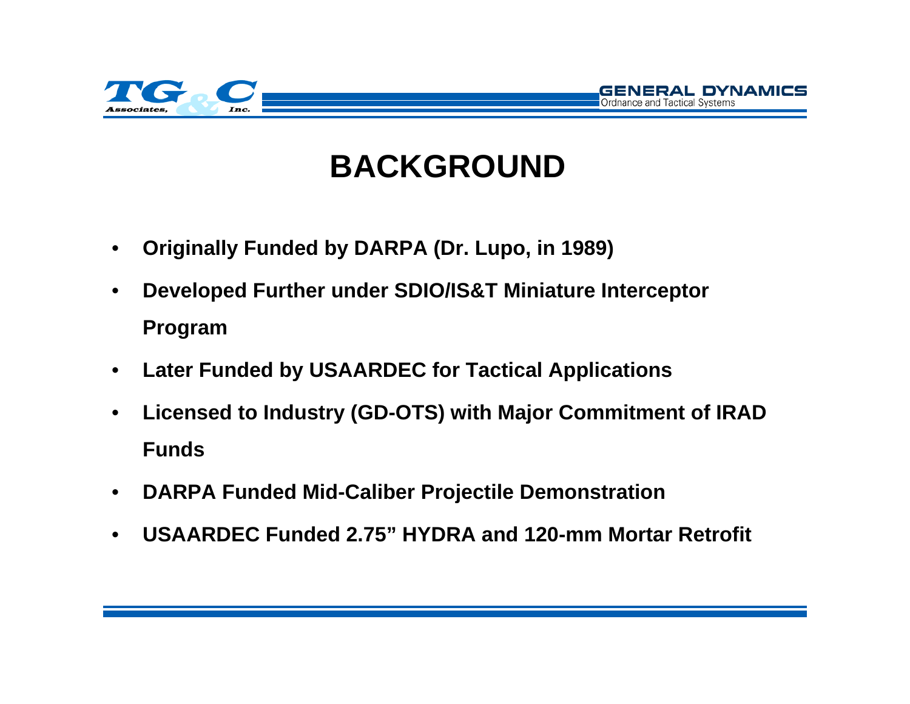# BACKGROUND

- **Originally Funded by DARPA (Dr. Lupo, in 1989)**
- **Developed Further under SDIO/IS&T Miniature Interceptor Program**
- **Later Funded by USAARDEC for Tactical Applications**
- **Licensed to Industry (GD-OTS) with Major Commitment of IRAD Funds**
- **DARPA Funded Mid-Caliber Projectile Demonstration**
- **USAARDEC Funded 2.75" HYDRA and 120-mm Mortar Retrofit**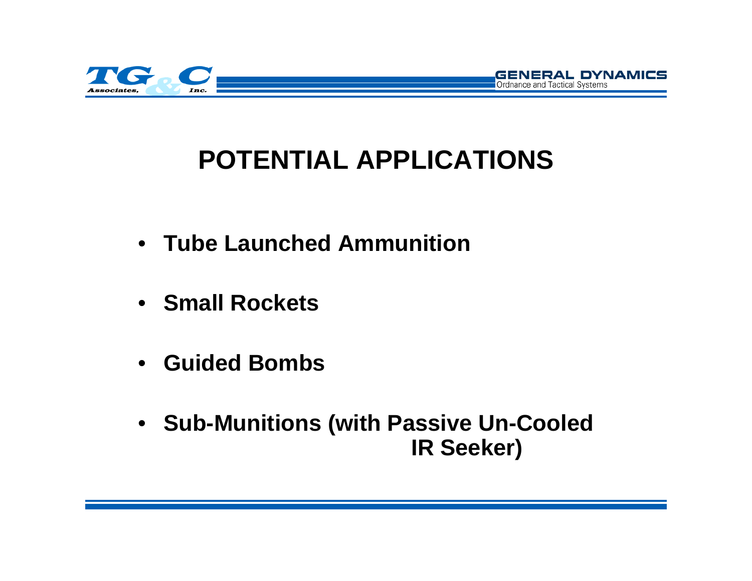# POTENTIAL APPLICATIONS

- **Tube Launched Ammunition**
- **Small Rockets**
- **Guided Bombs**
- **Sub-Munitions (with Passive Un-Cooled IR Seeker)**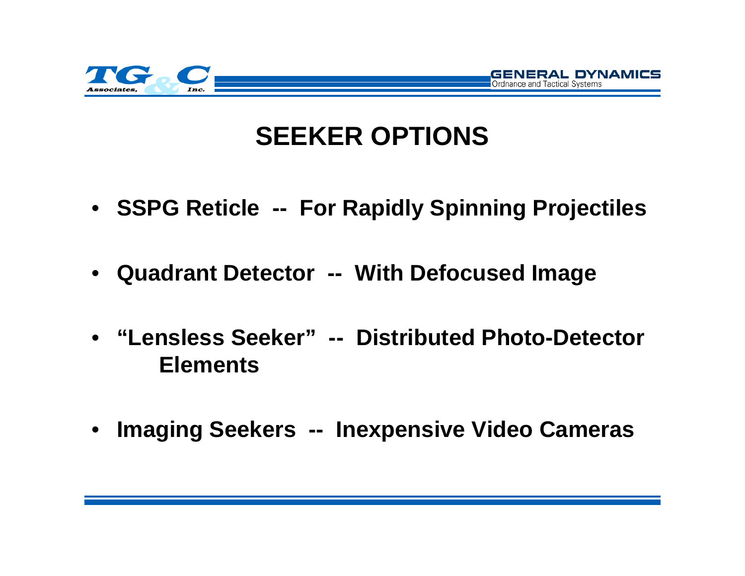# SEEKER OPTIONS

- **SSPG Reticle -- For Rapidly Spinning Projectiles**
- **Quadrant Detector -- With Defocused Image**
- **"Lensless Seeker" -- Distributed Photo-Detector Elements**
- **Imaging Seekers -- Inexpensive Video Cameras**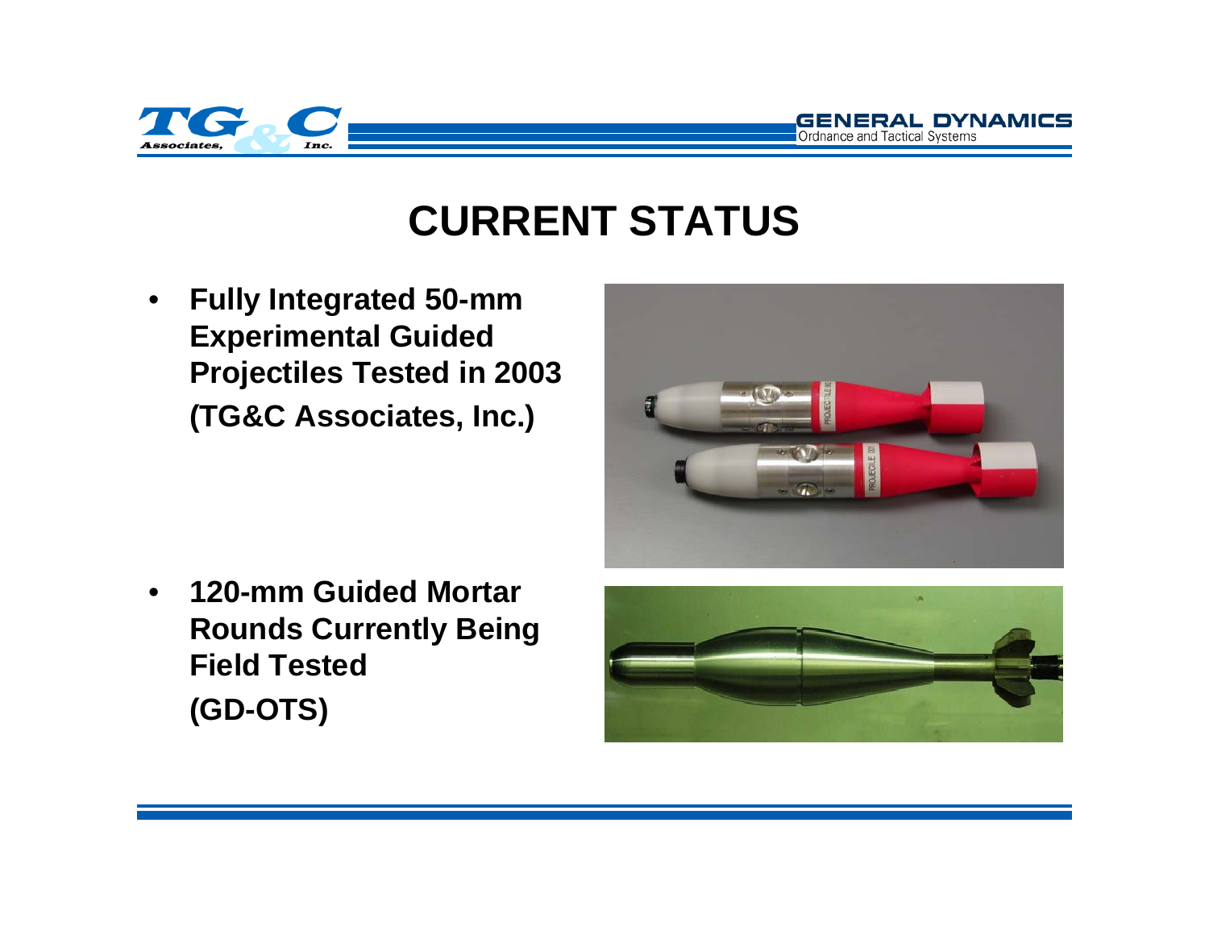# CURRENT STATUS

- **Fully Integrated 50-mm Experimental Guided Projectiles Tested in 2003 (TG&C Associates, Inc.)**

- **120-mm Guided Mortar Rounds Currently Being Field Tested (GD-OTS)**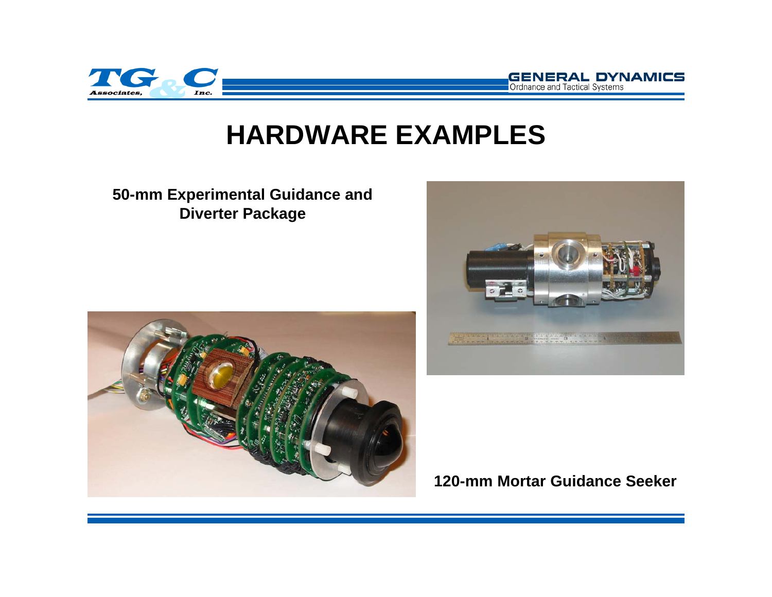# HARDWARE EXAMPLES

**50-mm Experimental Guidance and Diverter Package**

**120-mm Mortar Guidance Seeker**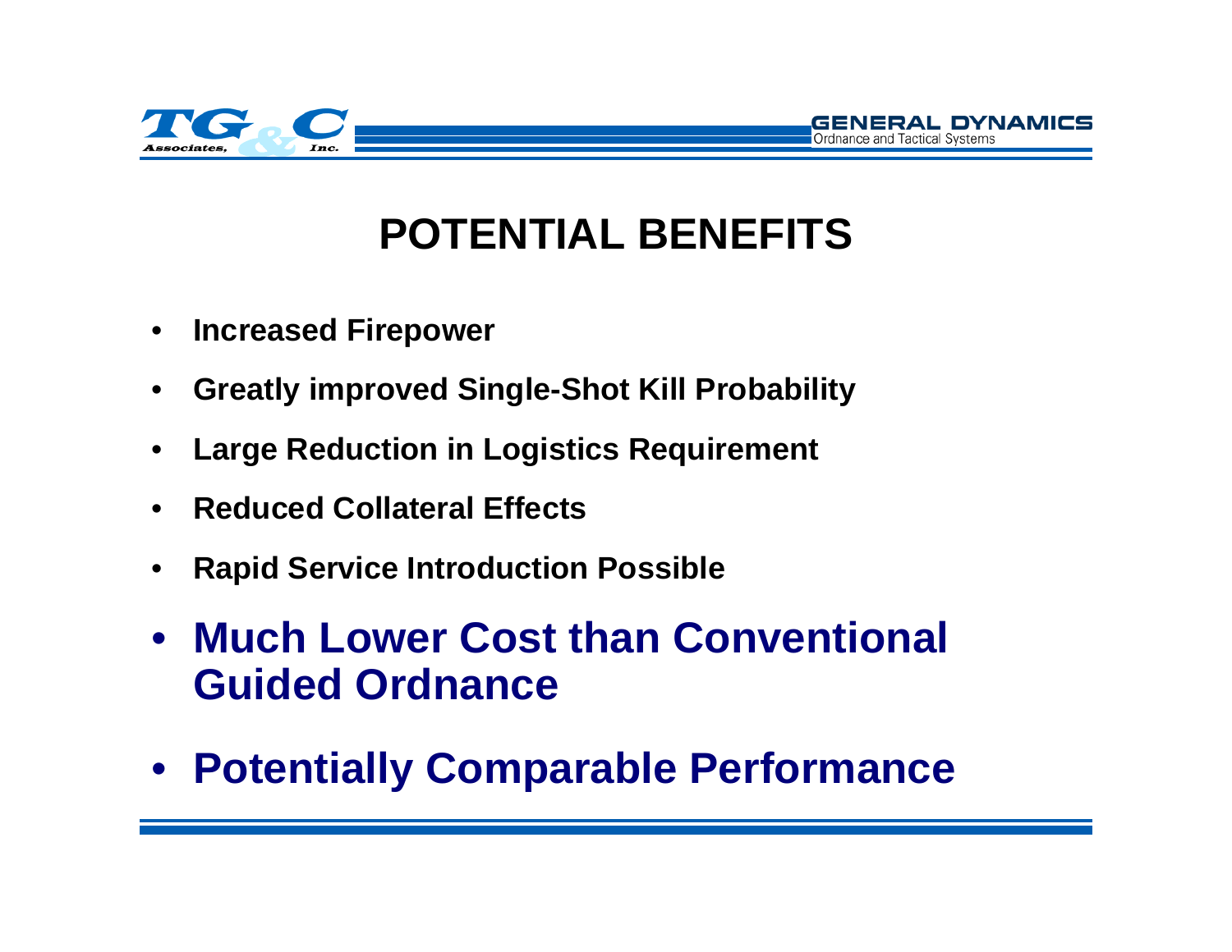# POTENTIAL BENEFITS

- **Increased Firepower**
- **Greatly improved Single-Shot Kill Probability**
- **Large Reduction in Logistics Requirement**
- **Reduced Collateral Effects**
- **Rapid Service Introduction Possible**
- **Much Lower Cost than Conventional Guided Ordnance**
- **Potentially Comparable Performance**